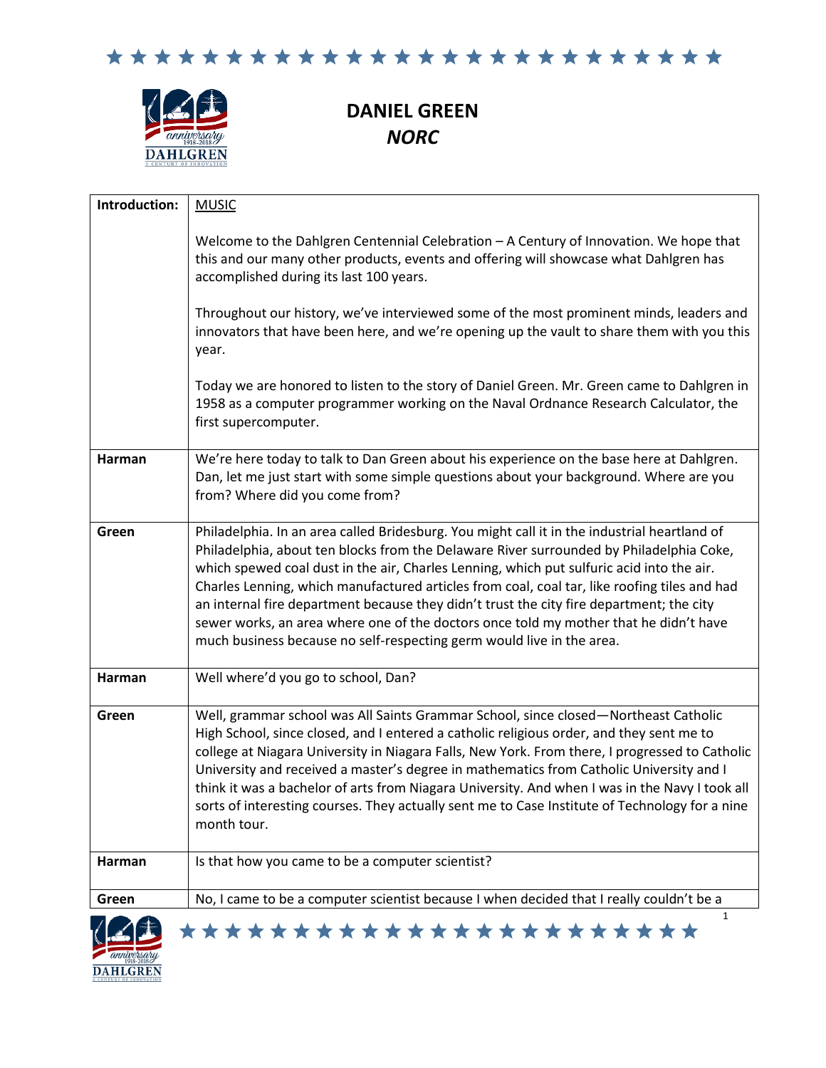# DANIEL GREEN

## *NORC*

| Introduction: | MUSIC<br><br>Welcome to the Dahlgren Centennial Celebration – A Century of Innovation. We hope that this and our many other products, events and offering will showcase what Dahlgren has accomplished during its last 100 years.<br><br>Throughout our history, we've interviewed some of the most prominent minds, leaders and innovators that have been here, and we're opening up the vault to share them with you this year.<br><br>Today we are honored to listen to the story of Daniel Green. Mr. Green came to Dahlgren in 1958 as a computer programmer working on the Naval Ordnance Research Calculator, the first supercomputer. |
|---|---|
| **Harman** | We're here today to talk to Dan Green about his experience on the base here at Dahlgren. Dan, let me just start with some simple questions about your background. Where are you from? Where did you come from? |
| **Green** | Philadelphia. In an area called Bridesburg. You might call it in the industrial heartland of Philadelphia, about ten blocks from the Delaware River surrounded by Philadelphia Coke, which spewed coal dust in the air, Charles Lenning, which put sulfuric acid into the air. Charles Lenning, which manufactured articles from coal, coal tar, like roofing tiles and had an internal fire department because they didn't trust the city fire department; the city sewer works, an area where one of the doctors once told my mother that he didn't have much business because no self-respecting germ would live in the area. |
| **Harman** | Well where'd you go to school, Dan? |
| **Green** | Well, grammar school was All Saints Grammar School, since closed—Northeast Catholic High School, since closed, and I entered a catholic religious order, and they sent me to college at Niagara University in Niagara Falls, New York. From there, I progressed to Catholic University and received a master's degree in mathematics from Catholic University and I think it was a bachelor of arts from Niagara University. And when I was in the Navy I took all sorts of interesting courses. They actually sent me to Case Institute of Technology for a nine month tour. |
| **Harman** | Is that how you came to be a computer scientist? |
| **Green** | No, I came to be a computer scientist because I when decided that I really couldn't be a |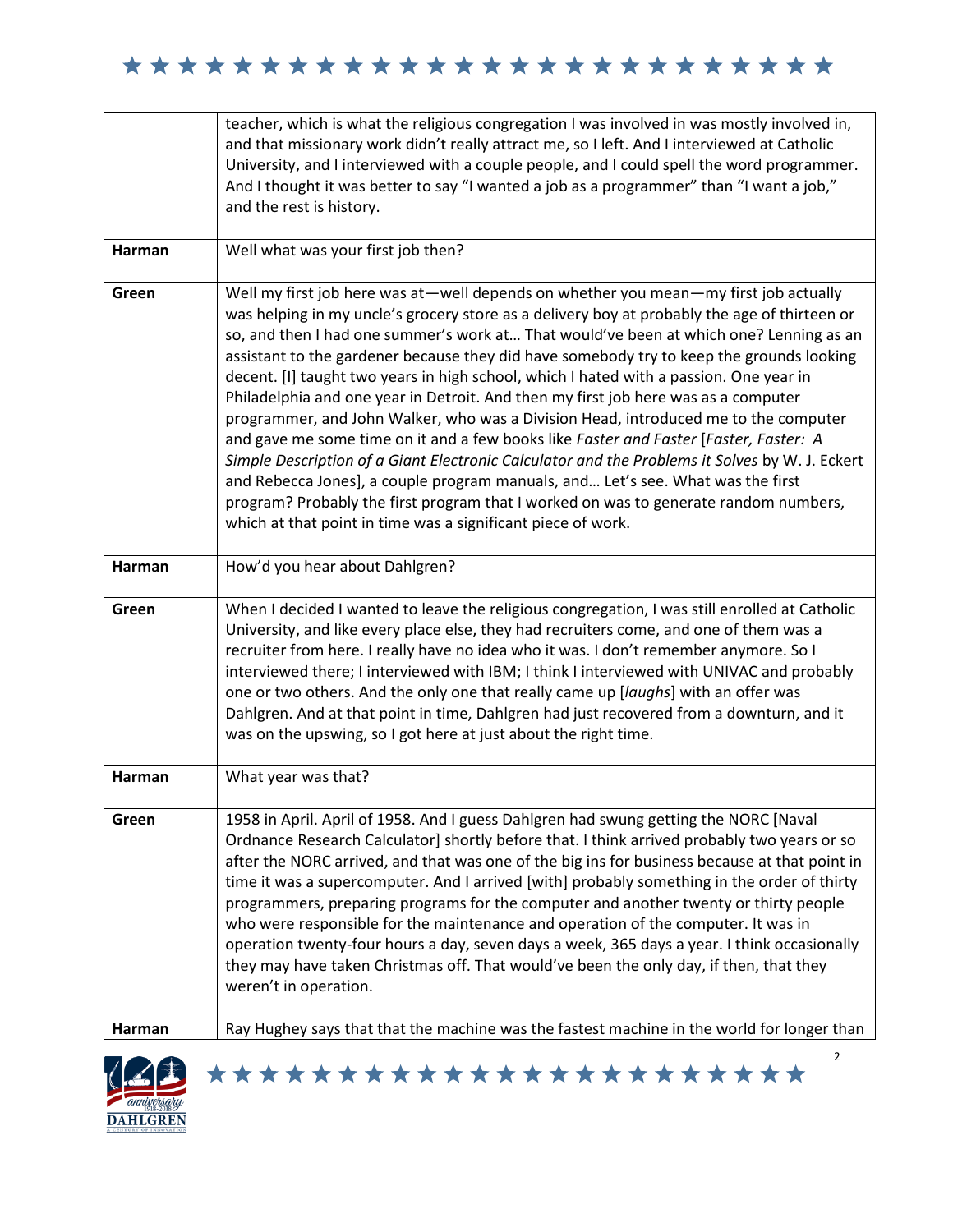|  |  |
|---|---|
|  | teacher, which is what the religious congregation I was involved in was mostly involved in, and that missionary work didn't really attract me, so I left. And I interviewed at Catholic University, and I interviewed with a couple people, and I could spell the word programmer. And I thought it was better to say "I wanted a job as a programmer" than "I want a job," and the rest is history. |
| **Harman** | Well what was your first job then? |
| **Green** | Well my first job here was at—well depends on whether you mean—my first job actually was helping in my uncle's grocery store as a delivery boy at probably the age of thirteen or so, and then I had one summer's work at… That would've been at which one? Lenning as an assistant to the gardener because they did have somebody try to keep the grounds looking decent. [I] taught two years in high school, which I hated with a passion. One year in Philadelphia and one year in Detroit. And then my first job here was as a computer programmer, and John Walker, who was a Division Head, introduced me to the computer and gave me some time on it and a few books like *Faster and Faster* [*Faster, Faster: A Simple Description of a Giant Electronic Calculator and the Problems it Solves* by W. J. Eckert and Rebecca Jones], a couple program manuals, and… Let's see. What was the first program? Probably the first program that I worked on was to generate random numbers, which at that point in time was a significant piece of work. |
| **Harman** | How'd you hear about Dahlgren? |
| **Green** | When I decided I wanted to leave the religious congregation, I was still enrolled at Catholic University, and like every place else, they had recruiters come, and one of them was a recruiter from here. I really have no idea who it was. I don't remember anymore. So I interviewed there; I interviewed with IBM; I think I interviewed with UNIVAC and probably one or two others. And the only one that really came up [*laughs*] with an offer was Dahlgren. And at that point in time, Dahlgren had just recovered from a downturn, and it was on the upswing, so I got here at just about the right time. |
| **Harman** | What year was that? |
| **Green** | 1958 in April. April of 1958. And I guess Dahlgren had swung getting the NORC [Naval Ordnance Research Calculator] shortly before that. I think arrived probably two years or so after the NORC arrived, and that was one of the big ins for business because at that point in time it was a supercomputer. And I arrived [with] probably something in the order of thirty programmers, preparing programs for the computer and another twenty or thirty people who were responsible for the maintenance and operation of the computer. It was in operation twenty-four hours a day, seven days a week, 365 days a year. I think occasionally they may have taken Christmas off. That would've been the only day, if then, that they weren't in operation. |
| **Harman** | Ray Hughey says that that the machine was the fastest machine in the world for longer than |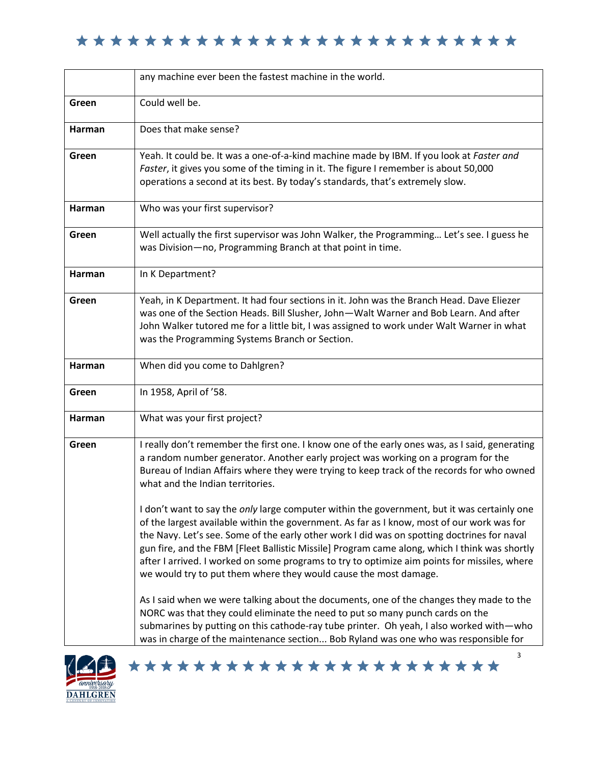| | |
|---|---|
| | any machine ever been the fastest machine in the world. |
| **Green** | Could well be. |
| **Harman** | Does that make sense? |
| **Green** | Yeah. It could be. It was a one-of-a-kind machine made by IBM. If you look at *Faster and Faster*, it gives you some of the timing in it. The figure I remember is about 50,000 operations a second at its best. By today's standards, that's extremely slow. |
| **Harman** | Who was your first supervisor? |
| **Green** | Well actually the first supervisor was John Walker, the Programming… Let's see. I guess he was Division—no, Programming Branch at that point in time. |
| **Harman** | In K Department? |
| **Green** | Yeah, in K Department. It had four sections in it. John was the Branch Head. Dave Eliezer was one of the Section Heads. Bill Slusher, John—Walt Warner and Bob Learn. And after John Walker tutored me for a little bit, I was assigned to work under Walt Warner in what was the Programming Systems Branch or Section. |
| **Harman** | When did you come to Dahlgren? |
| **Green** | In 1958, April of '58. |
| **Harman** | What was your first project? |
| **Green** | I really don't remember the first one. I know one of the early ones was, as I said, generating a random number generator. Another early project was working on a program for the Bureau of Indian Affairs where they were trying to keep track of the records for who owned what and the Indian territories.<br><br>I don't want to say the *only* large computer within the government, but it was certainly one of the largest available within the government. As far as I know, most of our work was for the Navy. Let's see. Some of the early other work I did was on spotting doctrines for naval gun fire, and the FBM [Fleet Ballistic Missile] Program came along, which I think was shortly after I arrived. I worked on some programs to try to optimize aim points for missiles, where we would try to put them where they would cause the most damage.<br><br>As I said when we were talking about the documents, one of the changes they made to the NORC was that they could eliminate the need to put so many punch cards on the submarines by putting on this cathode-ray tube printer. Oh yeah, I also worked with—who was in charge of the maintenance section... Bob Ryland was one who was responsible for |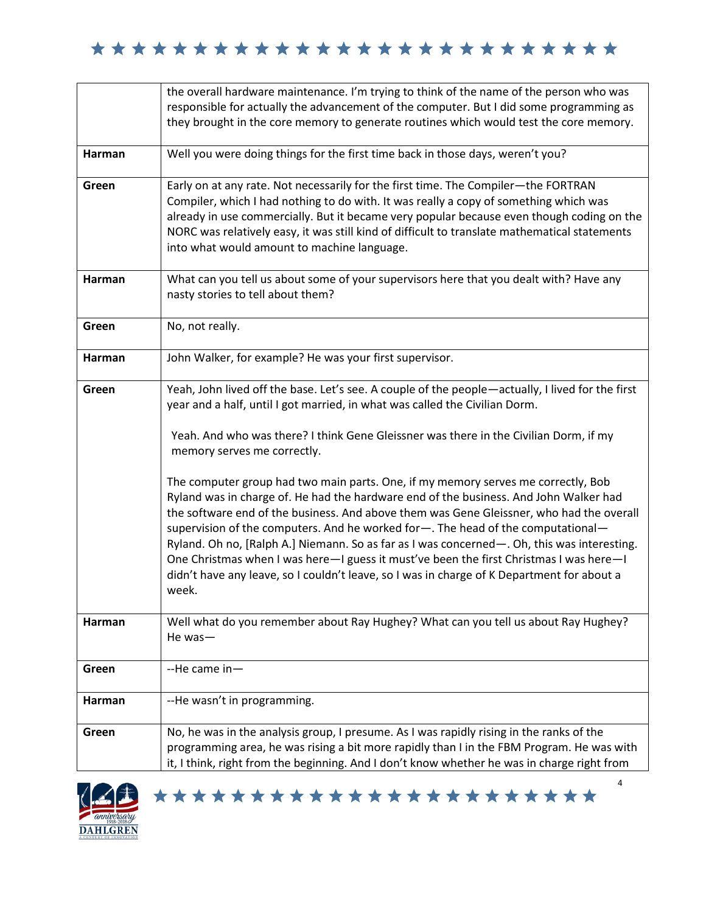|  |  |
|---|---|
|  | the overall hardware maintenance. I'm trying to think of the name of the person who was responsible for actually the advancement of the computer. But I did some programming as they brought in the core memory to generate routines which would test the core memory. |
| **Harman** | Well you were doing things for the first time back in those days, weren't you? |
| **Green** | Early on at any rate. Not necessarily for the first time. The Compiler—the FORTRAN Compiler, which I had nothing to do with. It was really a copy of something which was already in use commercially. But it became very popular because even though coding on the NORC was relatively easy, it was still kind of difficult to translate mathematical statements into what would amount to machine language. |
| **Harman** | What can you tell us about some of your supervisors here that you dealt with? Have any nasty stories to tell about them? |
| **Green** | No, not really. |
| **Harman** | John Walker, for example? He was your first supervisor. |
| **Green** | Yeah, John lived off the base. Let's see. A couple of the people—actually, I lived for the first year and a half, until I got married, in what was called the Civilian Dorm.<br><br>Yeah. And who was there? I think Gene Gleissner was there in the Civilian Dorm, if my memory serves me correctly.<br><br>The computer group had two main parts. One, if my memory serves me correctly, Bob Ryland was in charge of. He had the hardware end of the business. And John Walker had the software end of the business. And above them was Gene Gleissner, who had the overall supervision of the computers. And he worked for—. The head of the computational—Ryland. Oh no, [Ralph A.] Niemann. So as far as I was concerned—. Oh, this was interesting. One Christmas when I was here—I guess it must've been the first Christmas I was here—I didn't have any leave, so I couldn't leave, so I was in charge of K Department for about a week. |
| **Harman** | Well what do you remember about Ray Hughey? What can you tell us about Ray Hughey? He was— |
| **Green** | --He came in— |
| **Harman** | --He wasn't in programming. |
| **Green** | No, he was in the analysis group, I presume. As I was rapidly rising in the ranks of the programming area, he was rising a bit more rapidly than I in the FBM Program. He was with it, I think, right from the beginning. And I don't know whether he was in charge right from |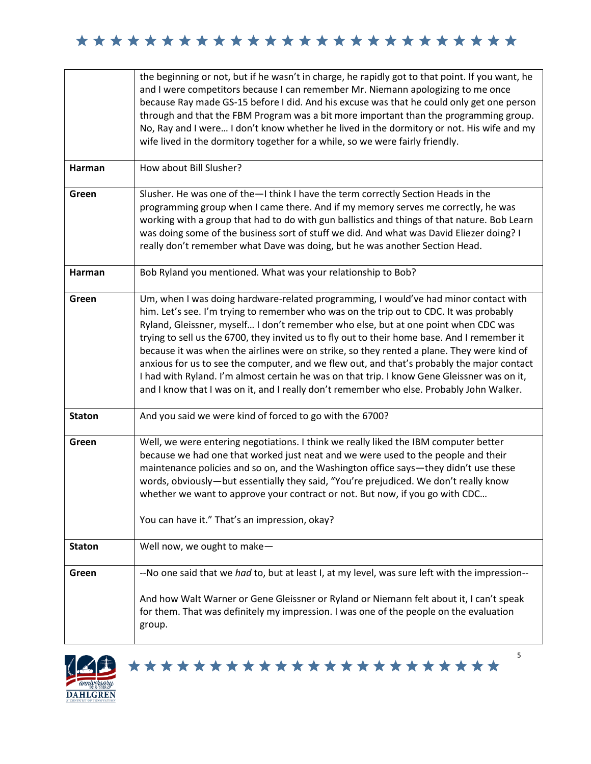| | |
|---|---|
| | the beginning or not, but if he wasn't in charge, he rapidly got to that point. If you want, he and I were competitors because I can remember Mr. Niemann apologizing to me once because Ray made GS-15 before I did. And his excuse was that he could only get one person through and that the FBM Program was a bit more important than the programming group. No, Ray and I were… I don't know whether he lived in the dormitory or not. His wife and my wife lived in the dormitory together for a while, so we were fairly friendly. |
| **Harman** | How about Bill Slusher? |
| **Green** | Slusher. He was one of the—I think I have the term correctly Section Heads in the programming group when I came there. And if my memory serves me correctly, he was working with a group that had to do with gun ballistics and things of that nature. Bob Learn was doing some of the business sort of stuff we did. And what was David Eliezer doing? I really don't remember what Dave was doing, but he was another Section Head. |
| **Harman** | Bob Ryland you mentioned. What was your relationship to Bob? |
| **Green** | Um, when I was doing hardware-related programming, I would've had minor contact with him. Let's see. I'm trying to remember who was on the trip out to CDC. It was probably Ryland, Gleissner, myself… I don't remember who else, but at one point when CDC was trying to sell us the 6700, they invited us to fly out to their home base. And I remember it because it was when the airlines were on strike, so they rented a plane. They were kind of anxious for us to see the computer, and we flew out, and that's probably the major contact I had with Ryland. I'm almost certain he was on that trip. I know Gene Gleissner was on it, and I know that I was on it, and I really don't remember who else. Probably John Walker. |
| **Staton** | And you said we were kind of forced to go with the 6700? |
| **Green** | Well, we were entering negotiations. I think we really liked the IBM computer better because we had one that worked just neat and we were used to the people and their maintenance policies and so on, and the Washington office says—they didn't use these words, obviously—but essentially they said, "You're prejudiced. We don't really know whether we want to approve your contract or not. But now, if you go with CDC…<br><br>You can have it." That's an impression, okay? |
| **Staton** | Well now, we ought to make— |
| **Green** | --No one said that we *had* to, but at least I, at my level, was sure left with the impression--<br><br>And how Walt Warner or Gene Gleissner or Ryland or Niemann felt about it, I can't speak for them. That was definitely my impression. I was one of the people on the evaluation group. |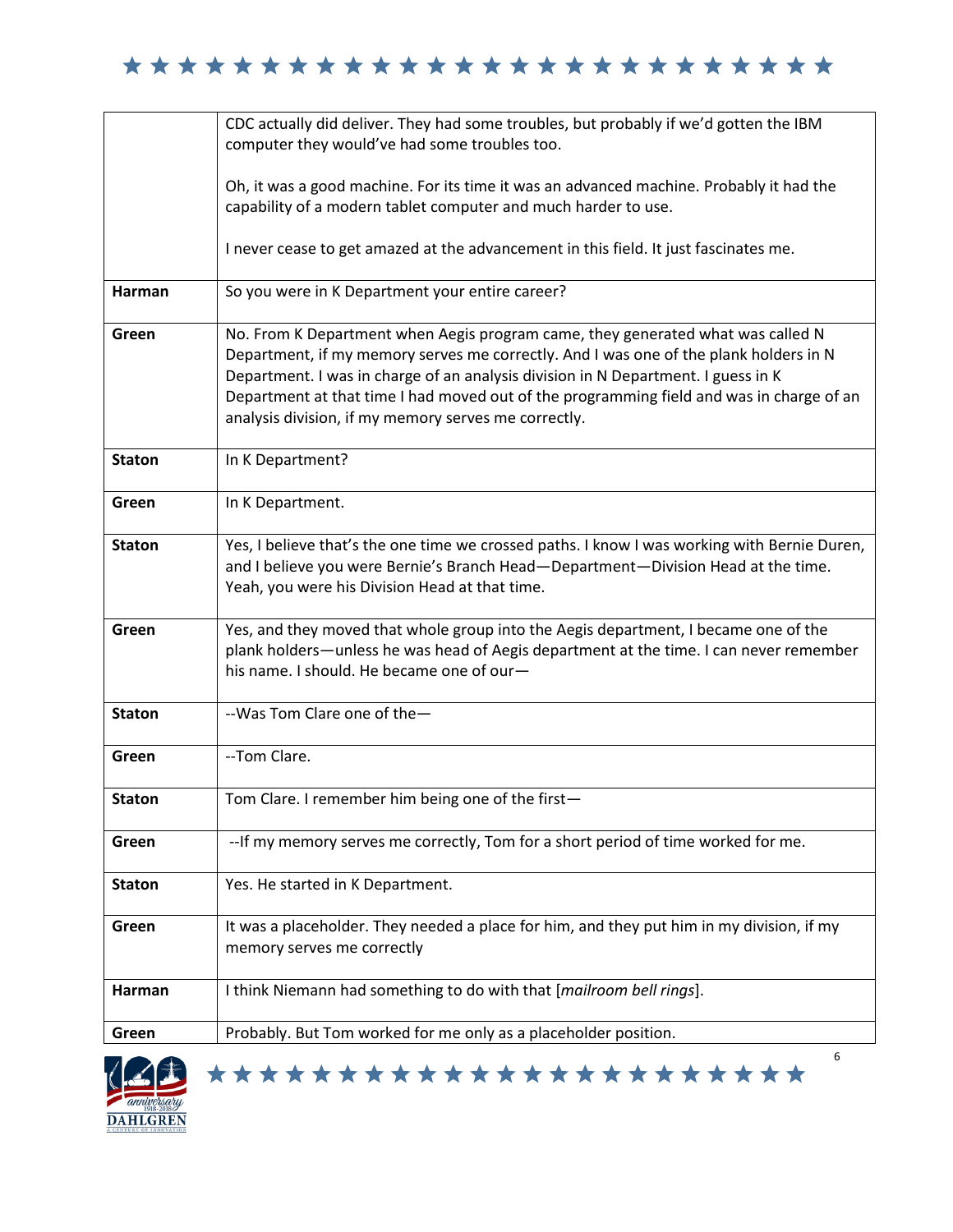| | |
|---|---|
| | CDC actually did deliver. They had some troubles, but probably if we'd gotten the IBM computer they would've had some troubles too.<br><br>Oh, it was a good machine. For its time it was an advanced machine. Probably it had the capability of a modern tablet computer and much harder to use.<br><br>I never cease to get amazed at the advancement in this field. It just fascinates me. |
| **Harman** | So you were in K Department your entire career? |
| **Green** | No. From K Department when Aegis program came, they generated what was called N Department, if my memory serves me correctly. And I was one of the plank holders in N Department. I was in charge of an analysis division in N Department. I guess in K Department at that time I had moved out of the programming field and was in charge of an analysis division, if my memory serves me correctly. |
| **Staton** | In K Department? |
| **Green** | In K Department. |
| **Staton** | Yes, I believe that's the one time we crossed paths. I know I was working with Bernie Duren, and I believe you were Bernie's Branch Head—Department—Division Head at the time. Yeah, you were his Division Head at that time. |
| **Green** | Yes, and they moved that whole group into the Aegis department, I became one of the plank holders—unless he was head of Aegis department at the time. I can never remember his name. I should. He became one of our— |
| **Staton** | --Was Tom Clare one of the— |
| **Green** | --Tom Clare. |
| **Staton** | Tom Clare. I remember him being one of the first— |
| **Green** | --If my memory serves me correctly, Tom for a short period of time worked for me. |
| **Staton** | Yes. He started in K Department. |
| **Green** | It was a placeholder. They needed a place for him, and they put him in my division, if my memory serves me correctly |
| **Harman** | I think Niemann had something to do with that [*mailroom bell rings*]. |
| **Green** | Probably. But Tom worked for me only as a placeholder position. |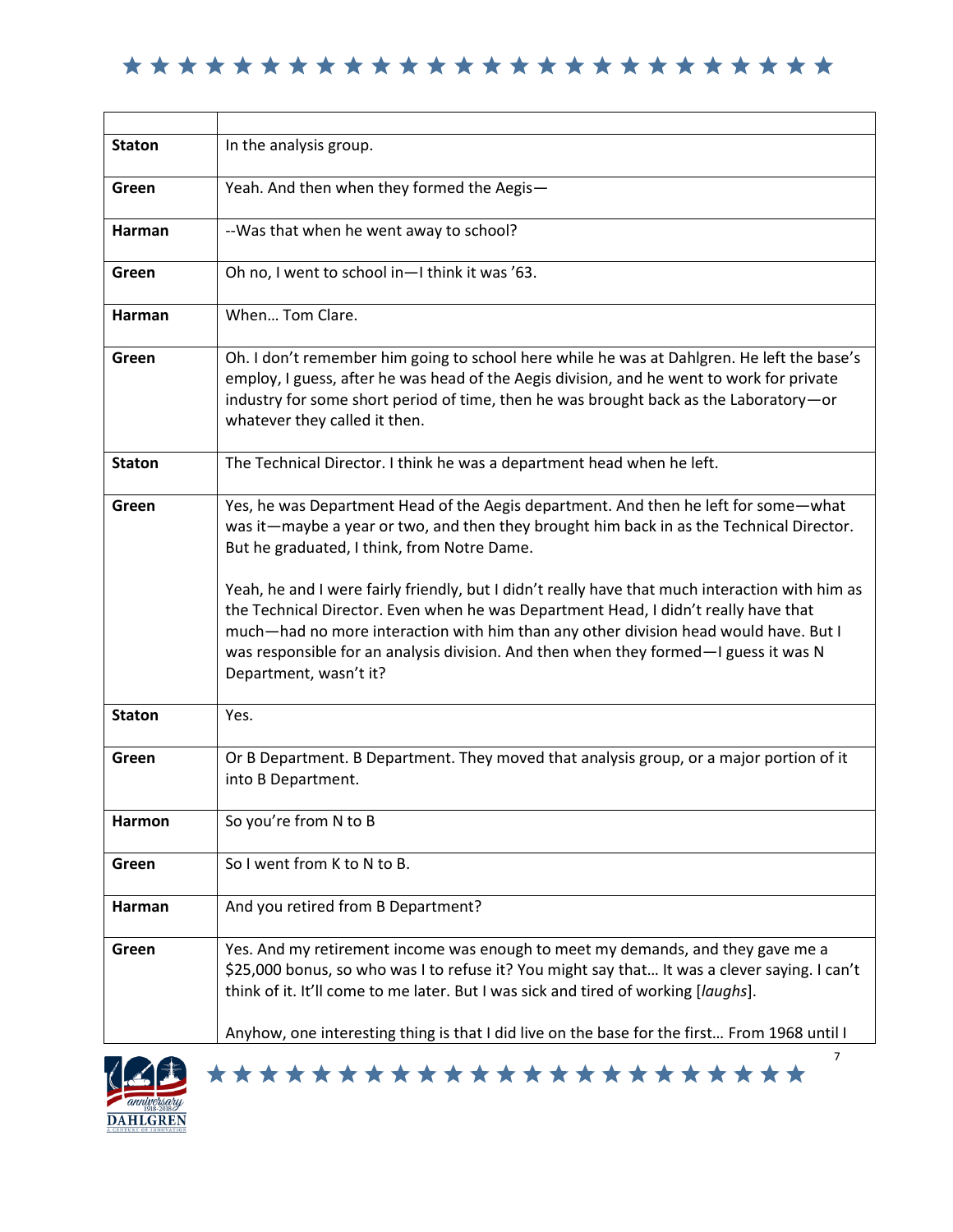| | |
|---|---|
| **Staton** | In the analysis group. |
| **Green** | Yeah. And then when they formed the Aegis— |
| **Harman** | --Was that when he went away to school? |
| **Green** | Oh no, I went to school in—I think it was '63. |
| **Harman** | When… Tom Clare. |
| **Green** | Oh. I don't remember him going to school here while he was at Dahlgren. He left the base's employ, I guess, after he was head of the Aegis division, and he went to work for private industry for some short period of time, then he was brought back as the Laboratory—or whatever they called it then. |
| **Staton** | The Technical Director. I think he was a department head when he left. |
| **Green** | Yes, he was Department Head of the Aegis department. And then he left for some—what was it—maybe a year or two, and then they brought him back in as the Technical Director. But he graduated, I think, from Notre Dame. <br><br> Yeah, he and I were fairly friendly, but I didn't really have that much interaction with him as the Technical Director. Even when he was Department Head, I didn't really have that much—had no more interaction with him than any other division head would have. But I was responsible for an analysis division. And then when they formed—I guess it was N Department, wasn't it? |
| **Staton** | Yes. |
| **Green** | Or B Department. B Department. They moved that analysis group, or a major portion of it into B Department. |
| **Harmon** | So you're from N to B |
| **Green** | So I went from K to N to B. |
| **Harman** | And you retired from B Department? |
| **Green** | Yes. And my retirement income was enough to meet my demands, and they gave me a $25,000 bonus, so who was I to refuse it? You might say that… It was a clever saying. I can't think of it. It'll come to me later. But I was sick and tired of working [*laughs*]. <br><br> Anyhow, one interesting thing is that I did live on the base for the first… From 1968 until I |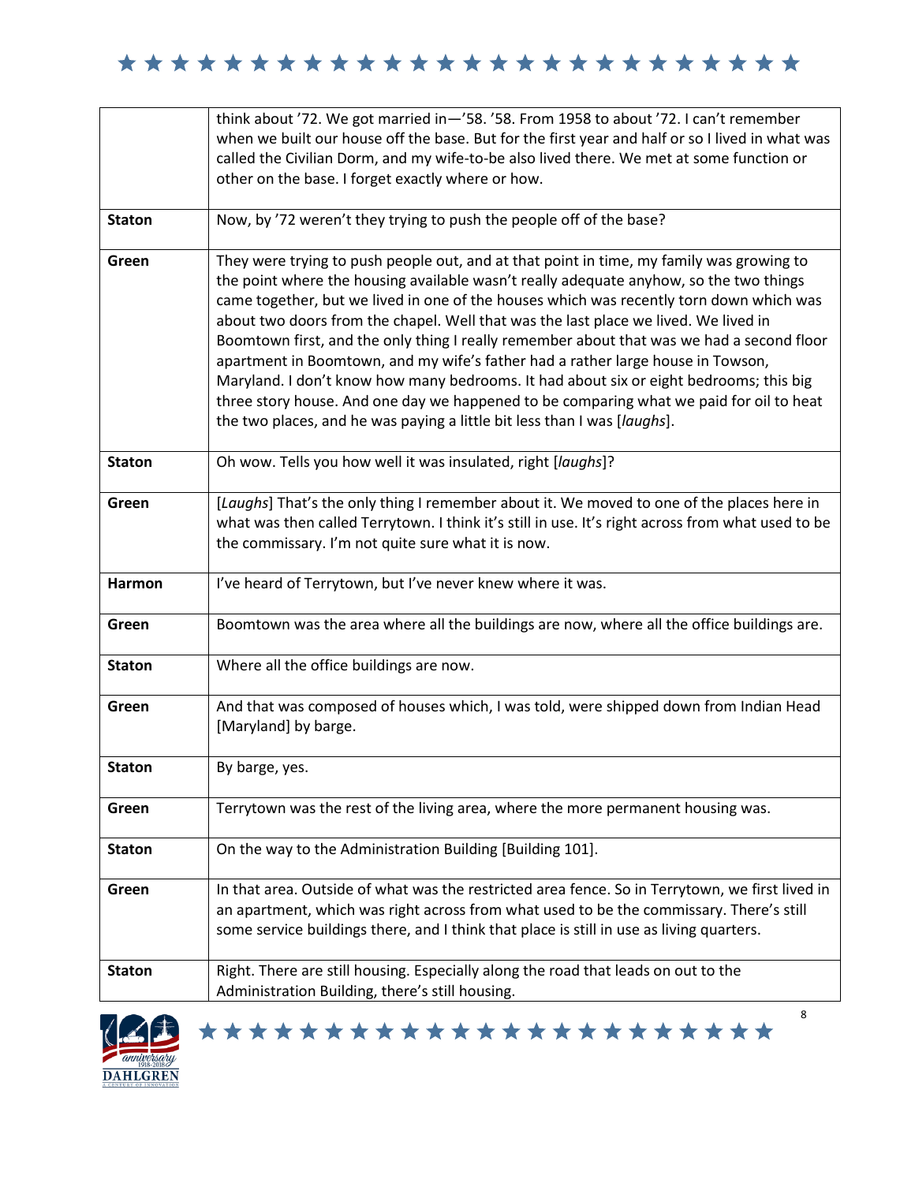| | |
|---|---|
| | think about '72. We got married in—'58. '58. From 1958 to about '72. I can't remember when we built our house off the base. But for the first year and half or so I lived in what was called the Civilian Dorm, and my wife-to-be also lived there. We met at some function or other on the base. I forget exactly where or how. |
| **Staton** | Now, by '72 weren't they trying to push the people off of the base? |
| **Green** | They were trying to push people out, and at that point in time, my family was growing to the point where the housing available wasn't really adequate anyhow, so the two things came together, but we lived in one of the houses which was recently torn down which was about two doors from the chapel. Well that was the last place we lived. We lived in Boomtown first, and the only thing I really remember about that was we had a second floor apartment in Boomtown, and my wife's father had a rather large house in Towson, Maryland. I don't know how many bedrooms. It had about six or eight bedrooms; this big three story house. And one day we happened to be comparing what we paid for oil to heat the two places, and he was paying a little bit less than I was [*laughs*]. |
| **Staton** | Oh wow. Tells you how well it was insulated, right [*laughs*]? |
| **Green** | [*Laughs*] That's the only thing I remember about it. We moved to one of the places here in what was then called Terrytown. I think it's still in use. It's right across from what used to be the commissary. I'm not quite sure what it is now. |
| **Harmon** | I've heard of Terrytown, but I've never knew where it was. |
| **Green** | Boomtown was the area where all the buildings are now, where all the office buildings are. |
| **Staton** | Where all the office buildings are now. |
| **Green** | And that was composed of houses which, I was told, were shipped down from Indian Head [Maryland] by barge. |
| **Staton** | By barge, yes. |
| **Green** | Terrytown was the rest of the living area, where the more permanent housing was. |
| **Staton** | On the way to the Administration Building [Building 101]. |
| **Green** | In that area. Outside of what was the restricted area fence. So in Terrytown, we first lived in an apartment, which was right across from what used to be the commissary. There's still some service buildings there, and I think that place is still in use as living quarters. |
| **Staton** | Right. There are still housing. Especially along the road that leads on out to the Administration Building, there's still housing. |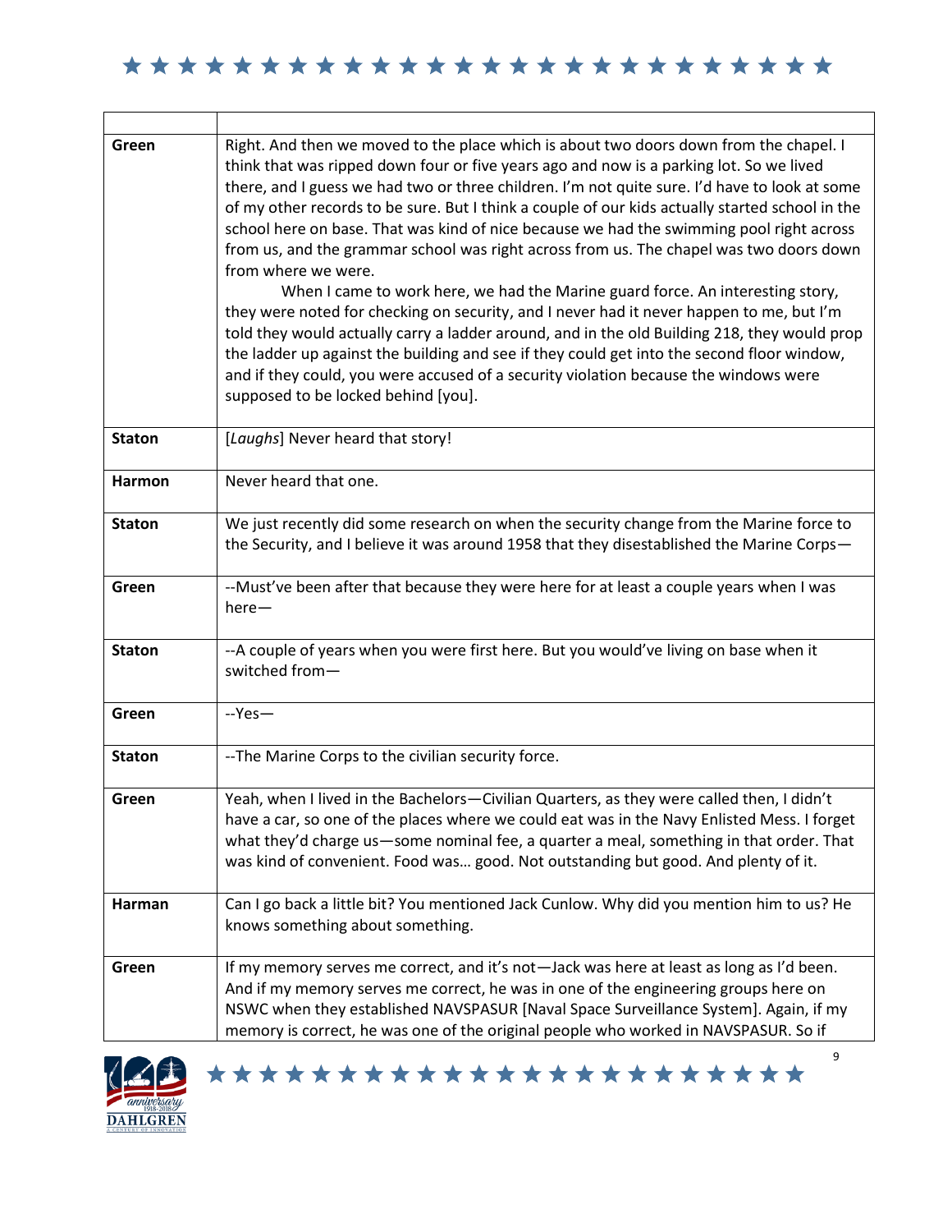| | |
|---|---|
| **Green** | Right. And then we moved to the place which is about two doors down from the chapel. I think that was ripped down four or five years ago and now is a parking lot. So we lived there, and I guess we had two or three children. I'm not quite sure. I'd have to look at some of my other records to be sure. But I think a couple of our kids actually started school in the school here on base. That was kind of nice because we had the swimming pool right across from us, and the grammar school was right across from us. The chapel was two doors down from where we were.<br>When I came to work here, we had the Marine guard force. An interesting story, they were noted for checking on security, and I never had it never happen to me, but I'm told they would actually carry a ladder around, and in the old Building 218, they would prop the ladder up against the building and see if they could get into the second floor window, and if they could, you were accused of a security violation because the windows were supposed to be locked behind [you]. |
| **Staton** | [*Laughs*] Never heard that story! |
| **Harmon** | Never heard that one. |
| **Staton** | We just recently did some research on when the security change from the Marine force to the Security, and I believe it was around 1958 that they disestablished the Marine Corps— |
| **Green** | --Must've been after that because they were here for at least a couple years when I was here— |
| **Staton** | --A couple of years when you were first here. But you would've living on base when it switched from— |
| **Green** | --Yes— |
| **Staton** | --The Marine Corps to the civilian security force. |
| **Green** | Yeah, when I lived in the Bachelors—Civilian Quarters, as they were called then, I didn't have a car, so one of the places where we could eat was in the Navy Enlisted Mess. I forget what they'd charge us—some nominal fee, a quarter a meal, something in that order. That was kind of convenient. Food was... good. Not outstanding but good. And plenty of it. |
| **Harman** | Can I go back a little bit? You mentioned Jack Cunlow. Why did you mention him to us? He knows something about something. |
| **Green** | If my memory serves me correct, and it's not—Jack was here at least as long as I'd been. And if my memory serves me correct, he was in one of the engineering groups here on NSWC when they established NAVSPASUR [Naval Space Surveillance System]. Again, if my memory is correct, he was one of the original people who worked in NAVSPASUR. So if |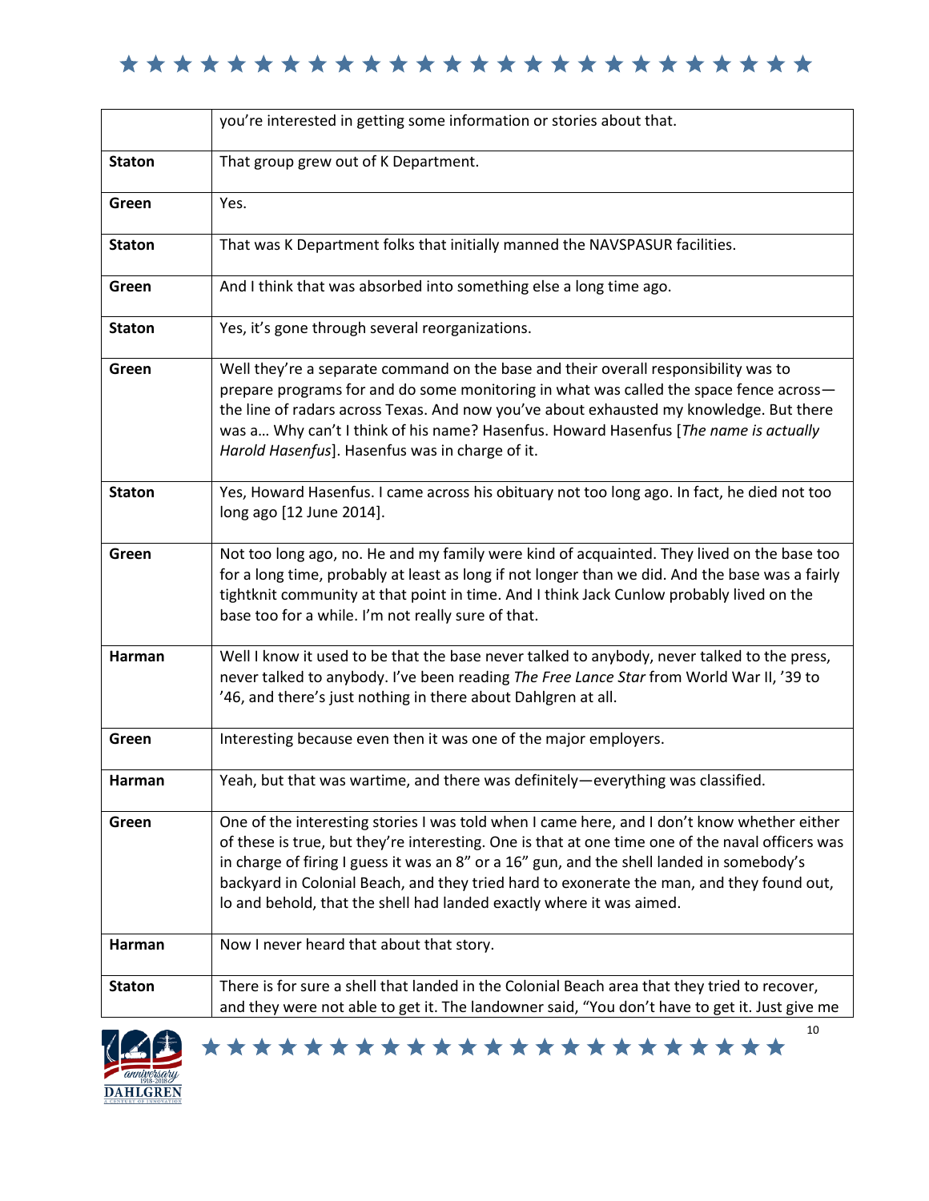| | |
|---|---|
| | you're interested in getting some information or stories about that. |
| **Staton** | That group grew out of K Department. |
| **Green** | Yes. |
| **Staton** | That was K Department folks that initially manned the NAVSPASUR facilities. |
| **Green** | And I think that was absorbed into something else a long time ago. |
| **Staton** | Yes, it's gone through several reorganizations. |
| **Green** | Well they're a separate command on the base and their overall responsibility was to prepare programs for and do some monitoring in what was called the space fence across—the line of radars across Texas. And now you've about exhausted my knowledge. But there was a… Why can't I think of his name? Hasenfus. Howard Hasenfus [*The name is actually Harold Hasenfus*]. Hasenfus was in charge of it. |
| **Staton** | Yes, Howard Hasenfus. I came across his obituary not too long ago. In fact, he died not too long ago [12 June 2014]. |
| **Green** | Not too long ago, no. He and my family were kind of acquainted. They lived on the base too for a long time, probably at least as long if not longer than we did. And the base was a fairly tightknit community at that point in time. And I think Jack Cunlow probably lived on the base too for a while. I'm not really sure of that. |
| **Harman** | Well I know it used to be that the base never talked to anybody, never talked to the press, never talked to anybody. I've been reading *The Free Lance Star* from World War II, '39 to '46, and there's just nothing in there about Dahlgren at all. |
| **Green** | Interesting because even then it was one of the major employers. |
| **Harman** | Yeah, but that was wartime, and there was definitely—everything was classified. |
| **Green** | One of the interesting stories I was told when I came here, and I don't know whether either of these is true, but they're interesting. One is that at one time one of the naval officers was in charge of firing I guess it was an 8" or a 16" gun, and the shell landed in somebody's backyard in Colonial Beach, and they tried hard to exonerate the man, and they found out, lo and behold, that the shell had landed exactly where it was aimed. |
| **Harman** | Now I never heard that about that story. |
| **Staton** | There is for sure a shell that landed in the Colonial Beach area that they tried to recover, and they were not able to get it. The landowner said, "You don't have to get it. Just give me |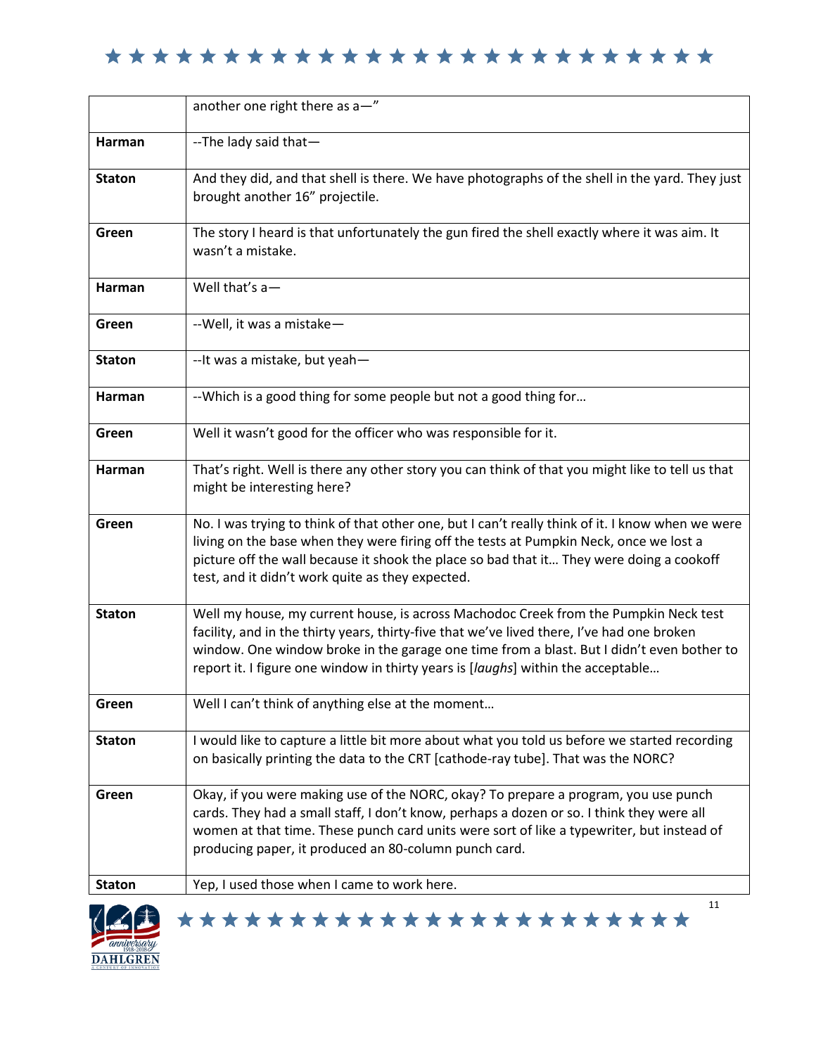| | |
|---|---|
| | another one right there as a—" |
| **Harman** | --The lady said that— |
| **Staton** | And they did, and that shell is there. We have photographs of the shell in the yard. They just brought another 16" projectile. |
| **Green** | The story I heard is that unfortunately the gun fired the shell exactly where it was aim. It wasn't a mistake. |
| **Harman** | Well that's a— |
| **Green** | --Well, it was a mistake— |
| **Staton** | --It was a mistake, but yeah— |
| **Harman** | --Which is a good thing for some people but not a good thing for… |
| **Green** | Well it wasn't good for the officer who was responsible for it. |
| **Harman** | That's right. Well is there any other story you can think of that you might like to tell us that might be interesting here? |
| **Green** | No. I was trying to think of that other one, but I can't really think of it. I know when we were living on the base when they were firing off the tests at Pumpkin Neck, once we lost a picture off the wall because it shook the place so bad that it… They were doing a cookoff test, and it didn't work quite as they expected. |
| **Staton** | Well my house, my current house, is across Machodoc Creek from the Pumpkin Neck test facility, and in the thirty years, thirty-five that we've lived there, I've had one broken window. One window broke in the garage one time from a blast. But I didn't even bother to report it. I figure one window in thirty years is [*laughs*] within the acceptable… |
| **Green** | Well I can't think of anything else at the moment… |
| **Staton** | I would like to capture a little bit more about what you told us before we started recording on basically printing the data to the CRT [cathode-ray tube]. That was the NORC? |
| **Green** | Okay, if you were making use of the NORC, okay? To prepare a program, you use punch cards. They had a small staff, I don't know, perhaps a dozen or so. I think they were all women at that time. These punch card units were sort of like a typewriter, but instead of producing paper, it produced an 80-column punch card. |
| **Staton** | Yep, I used those when I came to work here. |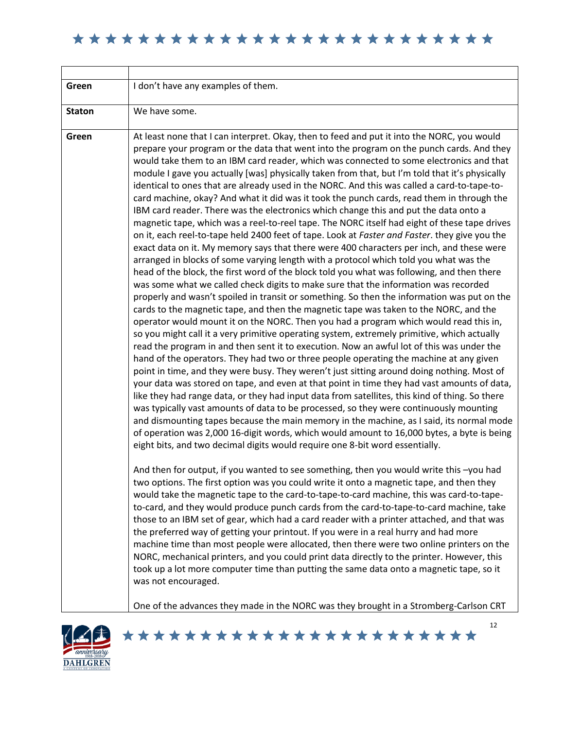| | |
|---|---|
| **Green** | I don't have any examples of them. |
| **Staton** | We have some. |
| **Green** | At least none that I can interpret. Okay, then to feed and put it into the NORC, you would prepare your program or the data that went into the program on the punch cards. And they would take them to an IBM card reader, which was connected to some electronics and that module I gave you actually [was] physically taken from that, but I'm told that it's physically identical to ones that are already used in the NORC. And this was called a card-to-tape-to-card machine, okay? And what it did was it took the punch cards, read them in through the IBM card reader. There was the electronics which change this and put the data onto a magnetic tape, which was a reel-to-reel tape. The NORC itself had eight of these tape drives on it, each reel-to-tape held 2400 feet of tape. Look at *Faster and Faster*. they give you the exact data on it. My memory says that there were 400 characters per inch, and these were arranged in blocks of some varying length with a protocol which told you what was the head of the block, the first word of the block told you what was following, and then there was some what we called check digits to make sure that the information was recorded properly and wasn't spoiled in transit or something. So then the information was put on the cards to the magnetic tape, and then the magnetic tape was taken to the NORC, and the operator would mount it on the NORC. Then you had a program which would read this in, so you might call it a very primitive operating system, extremely primitive, which actually read the program in and then sent it to execution. Now an awful lot of this was under the hand of the operators. They had two or three people operating the machine at any given point in time, and they were busy. They weren't just sitting around doing nothing. Most of your data was stored on tape, and even at that point in time they had vast amounts of data, like they had range data, or they had input data from satellites, this kind of thing. So there was typically vast amounts of data to be processed, so they were continuously mounting and dismounting tapes because the main memory in the machine, as I said, its normal mode of operation was 2,000 16-digit words, which would amount to 16,000 bytes, a byte is being eight bits, and two decimal digits would require one 8-bit word essentially.<br><br>And then for output, if you wanted to see something, then you would write this –you had two options. The first option was you could write it onto a magnetic tape, and then they would take the magnetic tape to the card-to-tape-to-card machine, this was card-to-tape-to-card, and they would produce punch cards from the card-to-tape-to-card machine, take those to an IBM set of gear, which had a card reader with a printer attached, and that was the preferred way of getting your printout. If you were in a real hurry and had more machine time than most people were allocated, then there were two online printers on the NORC, mechanical printers, and you could print data directly to the printer. However, this took up a lot more computer time than putting the same data onto a magnetic tape, so it was not encouraged.<br><br>One of the advances they made in the NORC was they brought in a Stromberg-Carlson CRT |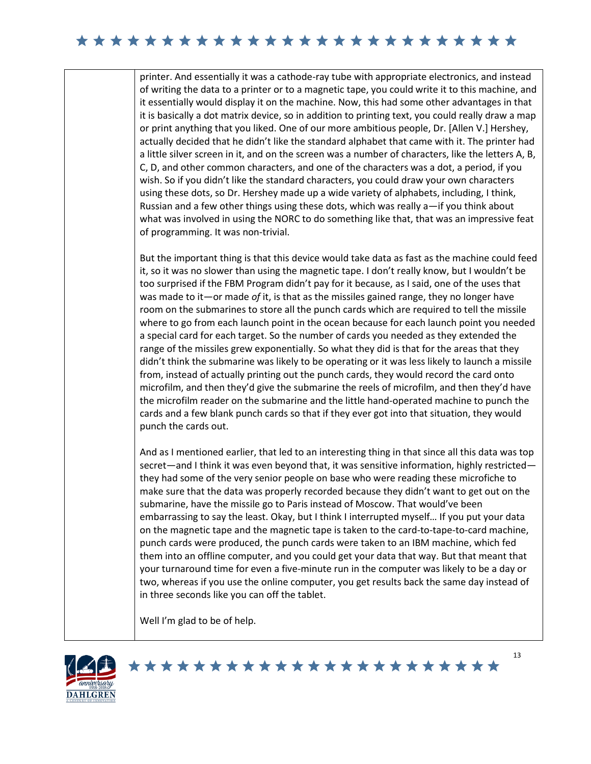printer. And essentially it was a cathode-ray tube with appropriate electronics, and instead of writing the data to a printer or to a magnetic tape, you could write it to this machine, and it essentially would display it on the machine. Now, this had some other advantages in that it is basically a dot matrix device, so in addition to printing text, you could really draw a map or print anything that you liked. One of our more ambitious people, Dr. [Allen V.] Hershey, actually decided that he didn't like the standard alphabet that came with it. The printer had a little silver screen in it, and on the screen was a number of characters, like the letters A, B, C, D, and other common characters, and one of the characters was a dot, a period, if you wish. So if you didn't like the standard characters, you could draw your own characters using these dots, so Dr. Hershey made up a wide variety of alphabets, including, I think, Russian and a few other things using these dots, which was really a—if you think about what was involved in using the NORC to do something like that, that was an impressive feat of programming. It was non-trivial.

But the important thing is that this device would take data as fast as the machine could feed it, so it was no slower than using the magnetic tape. I don't really know, but I wouldn't be too surprised if the FBM Program didn't pay for it because, as I said, one of the uses that was made to it—or made *of* it, is that as the missiles gained range, they no longer have room on the submarines to store all the punch cards which are required to tell the missile where to go from each launch point in the ocean because for each launch point you needed a special card for each target. So the number of cards you needed as they extended the range of the missiles grew exponentially. So what they did is that for the areas that they didn't think the submarine was likely to be operating or it was less likely to launch a missile from, instead of actually printing out the punch cards, they would record the card onto microfilm, and then they'd give the submarine the reels of microfilm, and then they'd have the microfilm reader on the submarine and the little hand-operated machine to punch the cards and a few blank punch cards so that if they ever got into that situation, they would punch the cards out.

And as I mentioned earlier, that led to an interesting thing in that since all this data was top secret—and I think it was even beyond that, it was sensitive information, highly restricted—they had some of the very senior people on base who were reading these microfiche to make sure that the data was properly recorded because they didn't want to get out on the submarine, have the missile go to Paris instead of Moscow. That would've been embarrassing to say the least. Okay, but I think I interrupted myself… If you put your data on the magnetic tape and the magnetic tape is taken to the card-to-tape-to-card machine, punch cards were produced, the punch cards were taken to an IBM machine, which fed them into an offline computer, and you could get your data that way. But that meant that your turnaround time for even a five-minute run in the computer was likely to be a day or two, whereas if you use the online computer, you get results back the same day instead of in three seconds like you can off the tablet.

Well I'm glad to be of help.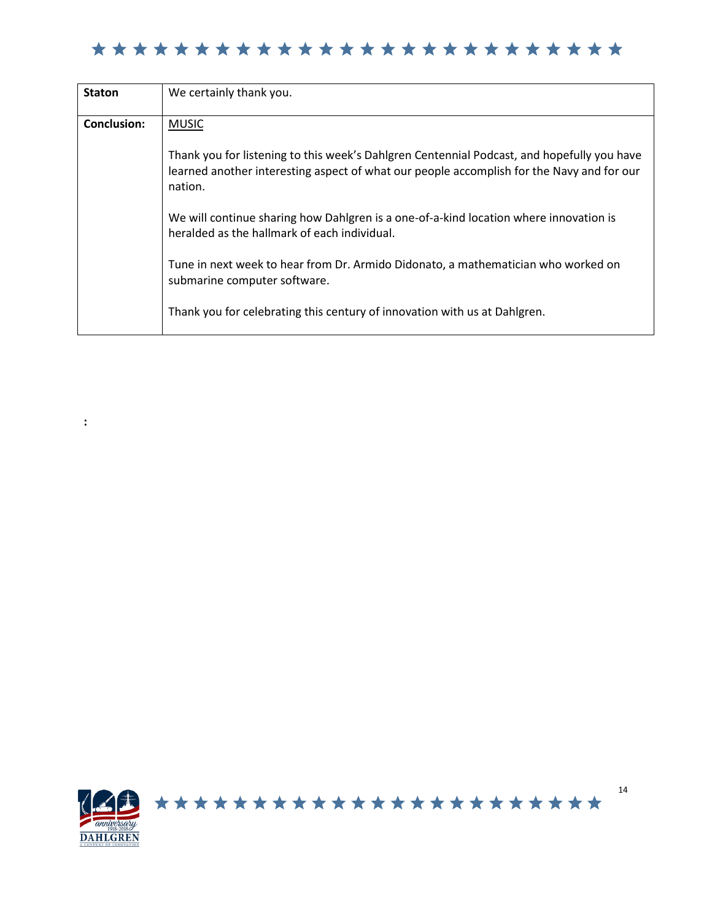| | |
|---|---|
| **Staton** | We certainly thank you. |
| **Conclusion:** | MUSIC<br><br>Thank you for listening to this week's Dahlgren Centennial Podcast, and hopefully you have learned another interesting aspect of what our people accomplish for the Navy and for our nation.<br><br>We will continue sharing how Dahlgren is a one-of-a-kind location where innovation is heralded as the hallmark of each individual.<br><br>Tune in next week to hear from Dr. Armido Didonato, a mathematician who worked on submarine computer software.<br><br>Thank you for celebrating this century of innovation with us at Dahlgren. |

: